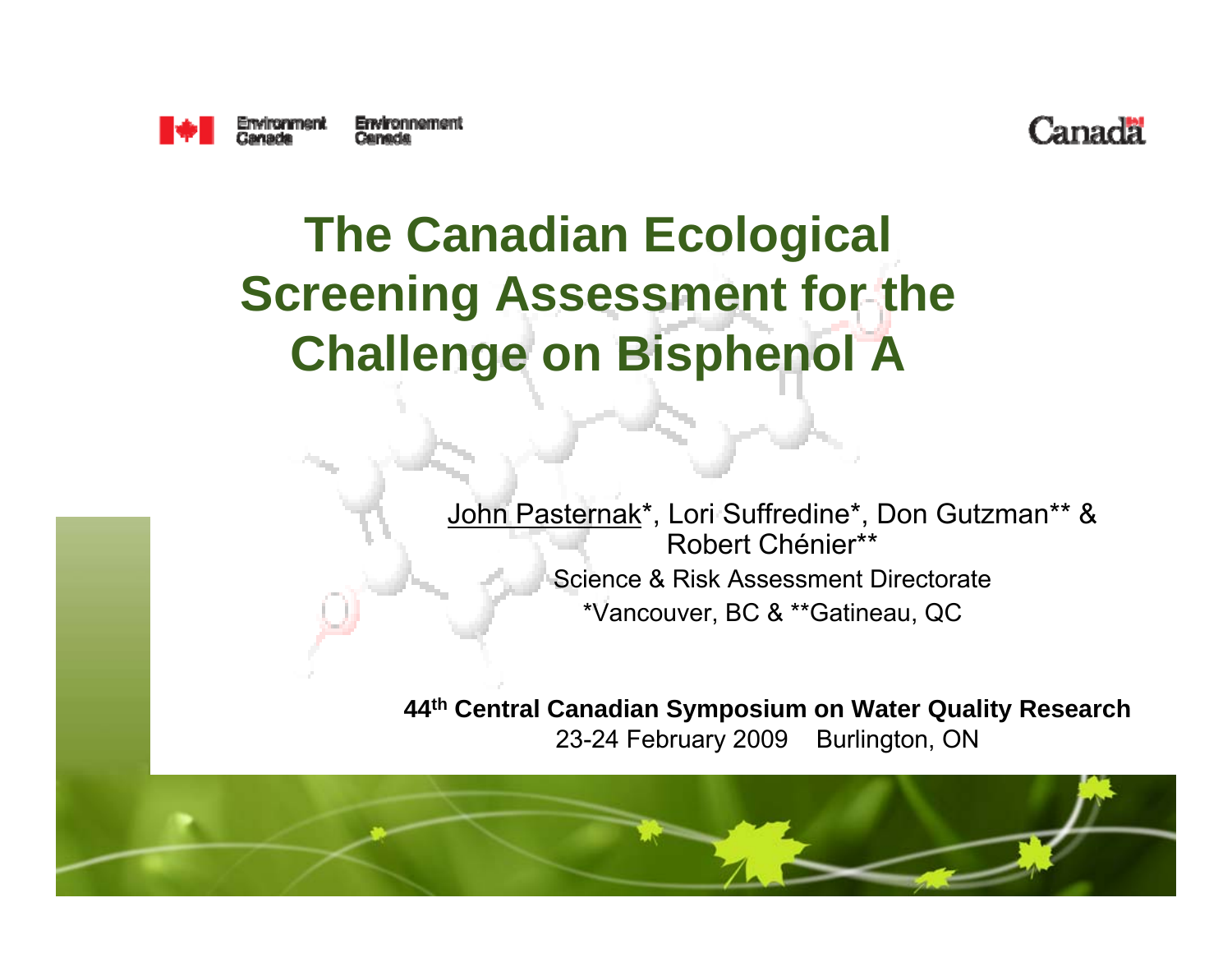Environment Canada Environnement Canada

Canada

# The Canadian Ecological Screening Assessment for the Challenge on Bisphenol A

John Pasternak*, Lori Suffredine*, Don Gutzman** & Robert Chénier**

Science & Risk Assessment Directorate

*Vancouver, BC & **Gatineau, QC

**44th Central Canadian Symposium on Water Quality Research**

23-24 February 2009 Burlington, ON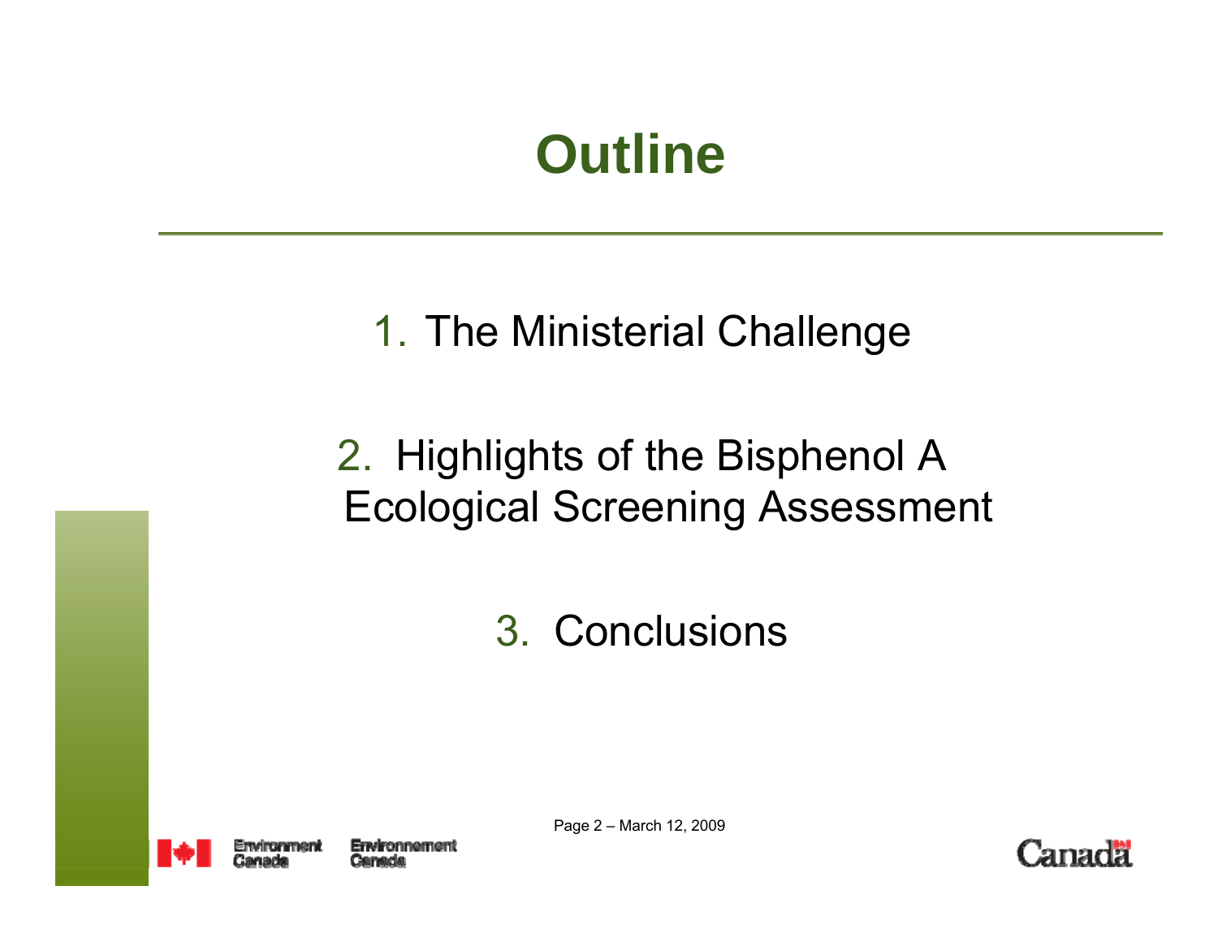# Outline

1. The Ministerial Challenge
2. Highlights of the Bisphenol A Ecological Screening Assessment
3. Conclusions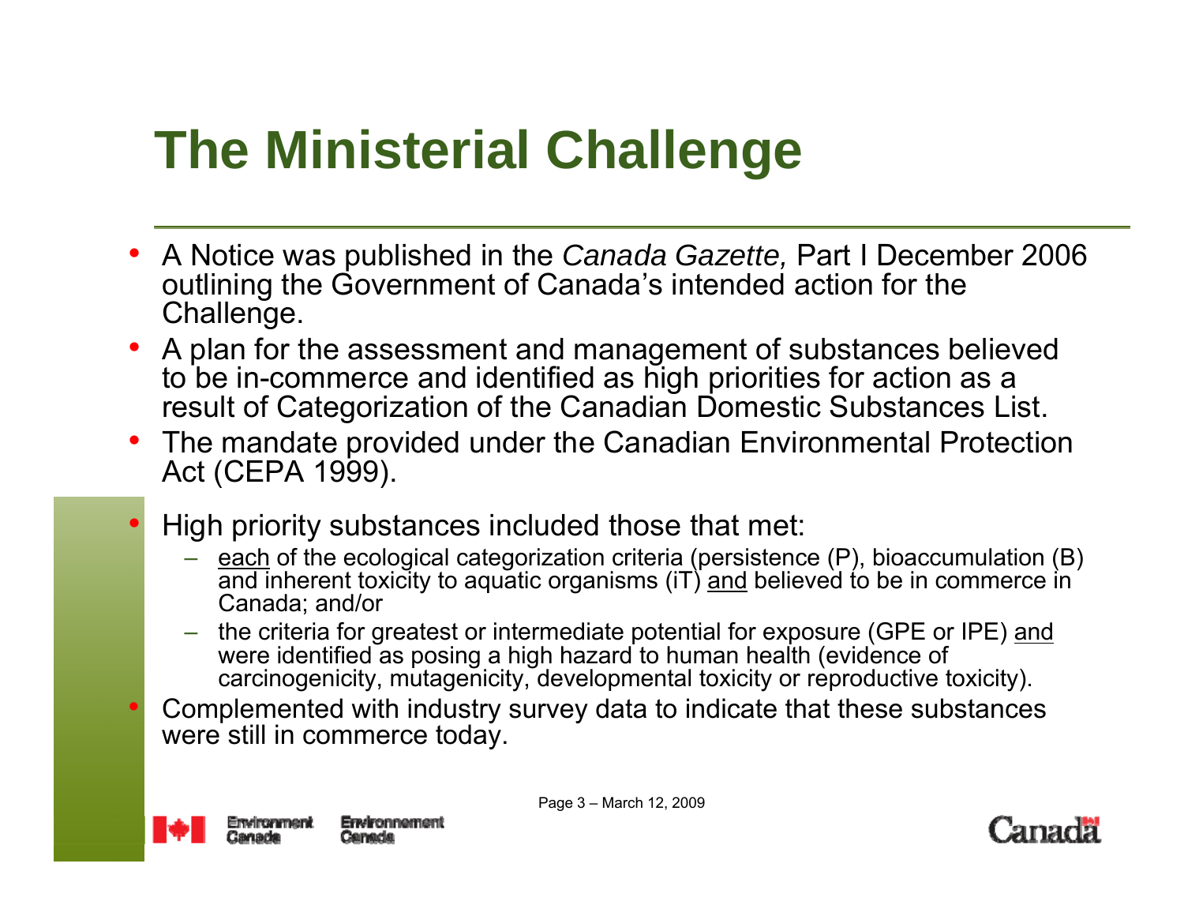# The Ministerial Challenge

- A Notice was published in the *Canada Gazette,* Part I December 2006 outlining the Government of Canada's intended action for the Challenge.
- A plan for the assessment and management of substances believed to be in-commerce and identified as high priorities for action as a result of Categorization of the Canadian Domestic Substances List.
- The mandate provided under the Canadian Environmental Protection Act (CEPA 1999).
- High priority substances included those that met:
  - <u>each</u> of the ecological categorization criteria (persistence (P), bioaccumulation (B) and inherent toxicity to aquatic organisms (iT) <u>and</u> believed to be in commerce in Canada; and/or
  - the criteria for greatest or intermediate potential for exposure (GPE or IPE) <u>and</u> were identified as posing a high hazard to human health (evidence of carcinogenicity, mutagenicity, developmental toxicity or reproductive toxicity).
- Complemented with industry survey data to indicate that these substances were still in commerce today.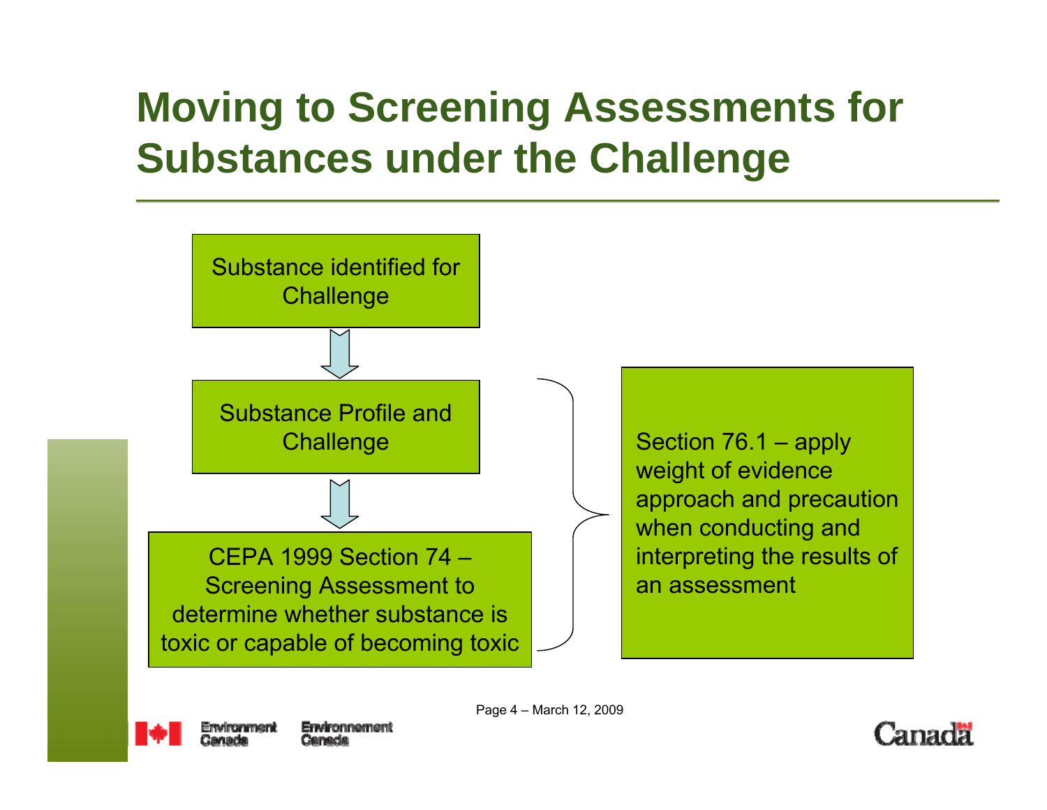# Moving to Screening Assessments for Substances under the Challenge

Substance identified for Challenge

↓

Substance Profile and Challenge

↓

CEPA 1999 Section 74 – Screening Assessment to determine whether substance is toxic or capable of becoming toxic

Section 76.1 – apply weight of evidence approach and precaution when conducting and interpreting the results of an assessment

Page 4 – March 12, 2009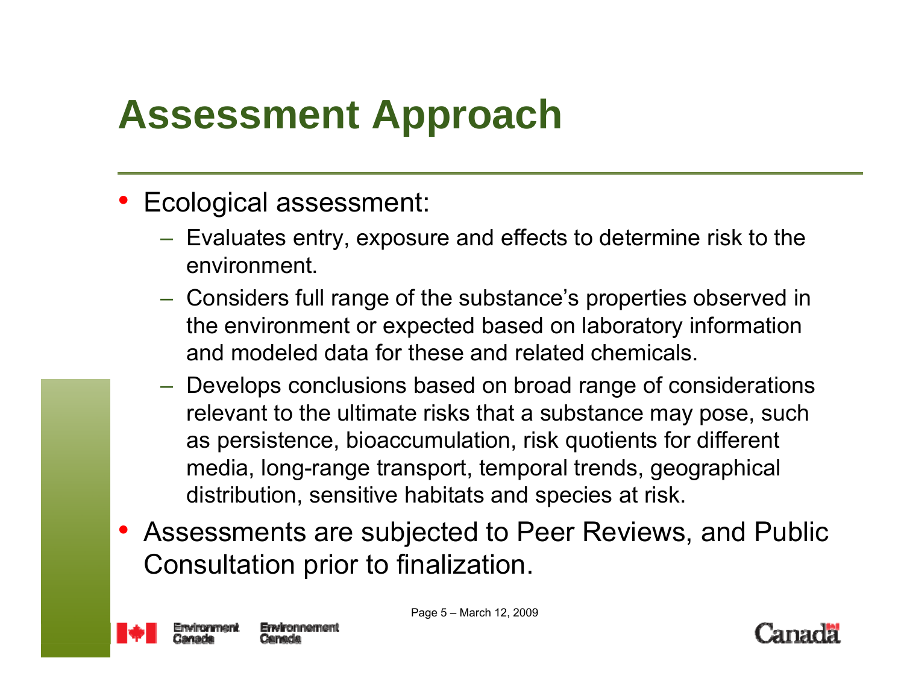# Assessment Approach

- Ecological assessment:
  - Evaluates entry, exposure and effects to determine risk to the environment.
  - Considers full range of the substance's properties observed in the environment or expected based on laboratory information and modeled data for these and related chemicals.
  - Develops conclusions based on broad range of considerations relevant to the ultimate risks that a substance may pose, such as persistence, bioaccumulation, risk quotients for different media, long-range transport, temporal trends, geographical distribution, sensitive habitats and species at risk.
- Assessments are subjected to Peer Reviews, and Public Consultation prior to finalization.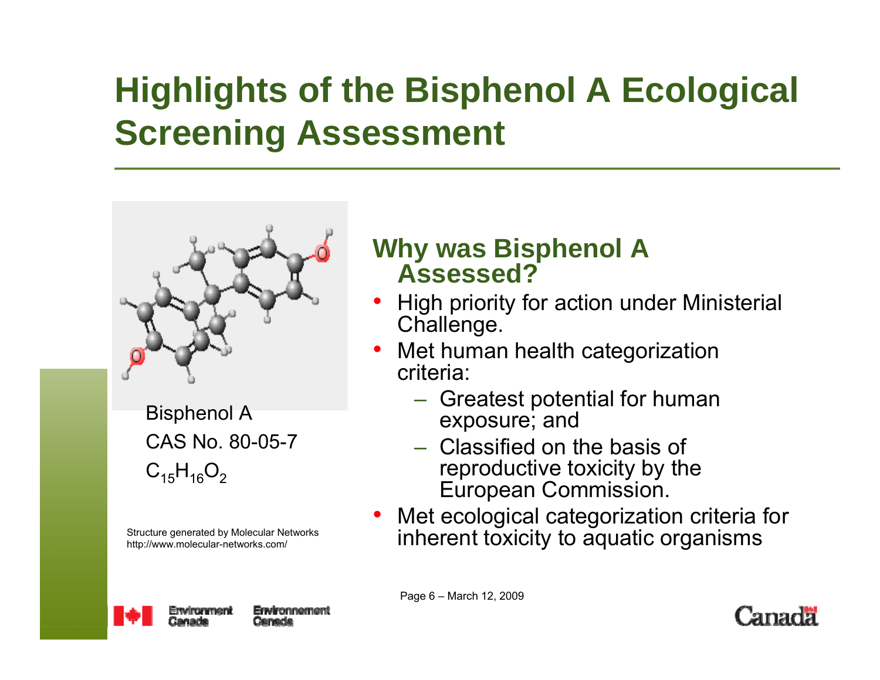# Highlights of the Bisphenol A Ecological Screening Assessment

Bisphenol A

CAS No. 80-05-7

$C_{15}H_{16}O_2$

Structure generated by Molecular Networks http://www.molecular-networks.com/

## Why was Bisphenol A Assessed?

- High priority for action under Ministerial Challenge.
- Met human health categorization criteria:
  - Greatest potential for human exposure; and
  - Classified on the basis of reproductive toxicity by the European Commission.
- Met ecological categorization criteria for inherent toxicity to aquatic organisms

March 12, 2009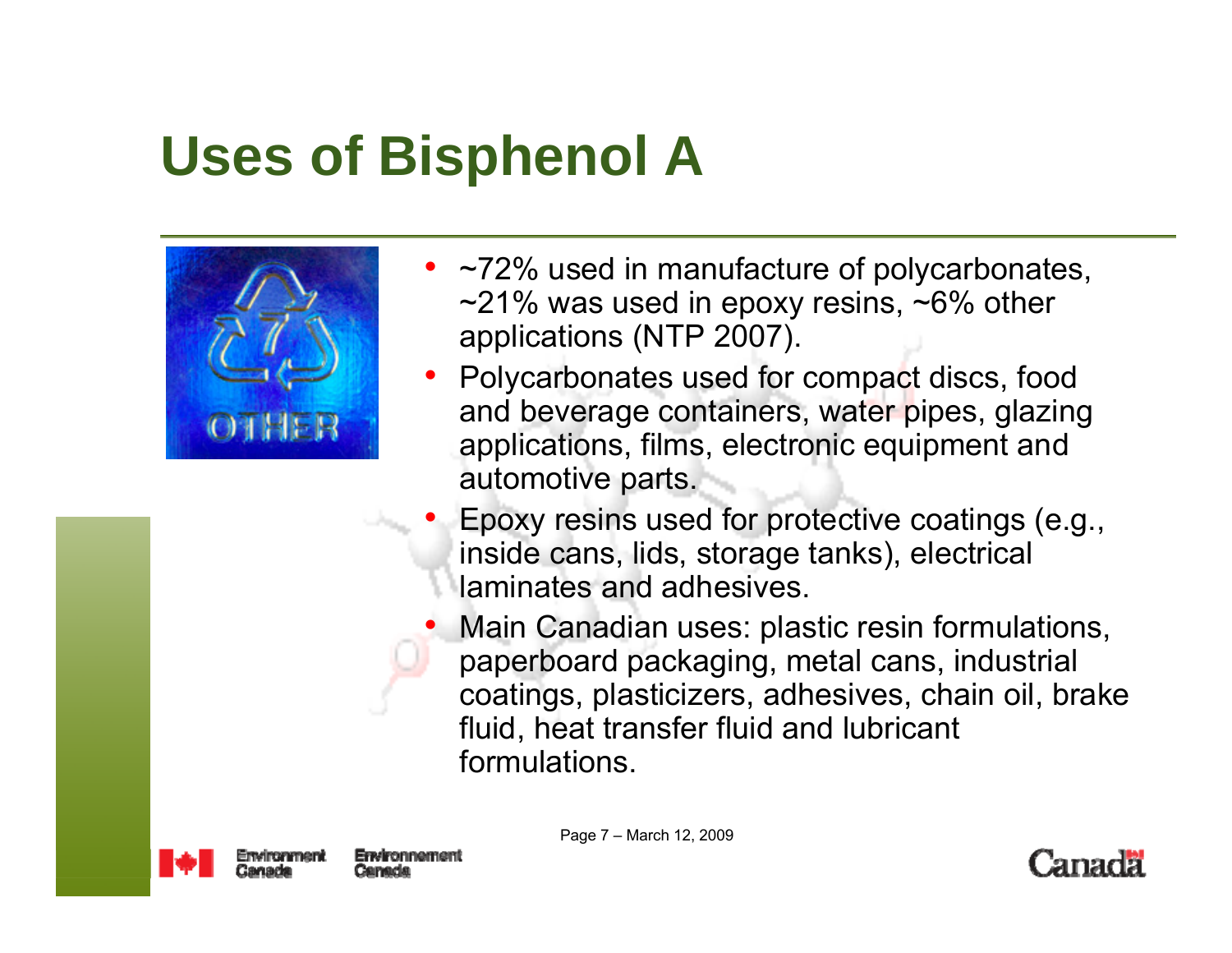# Uses of Bisphenol A

- ~72% used in manufacture of polycarbonates, ~21% was used in epoxy resins, ~6% other applications (NTP 2007).
- Polycarbonates used for compact discs, food and beverage containers, water pipes, glazing applications, films, electronic equipment and automotive parts.
- Epoxy resins used for protective coatings (e.g., inside cans, lids, storage tanks), electrical laminates and adhesives.
- Main Canadian uses: plastic resin formulations, paperboard packaging, metal cans, industrial coatings, plasticizers, adhesives, chain oil, brake fluid, heat transfer fluid and lubricant formulations.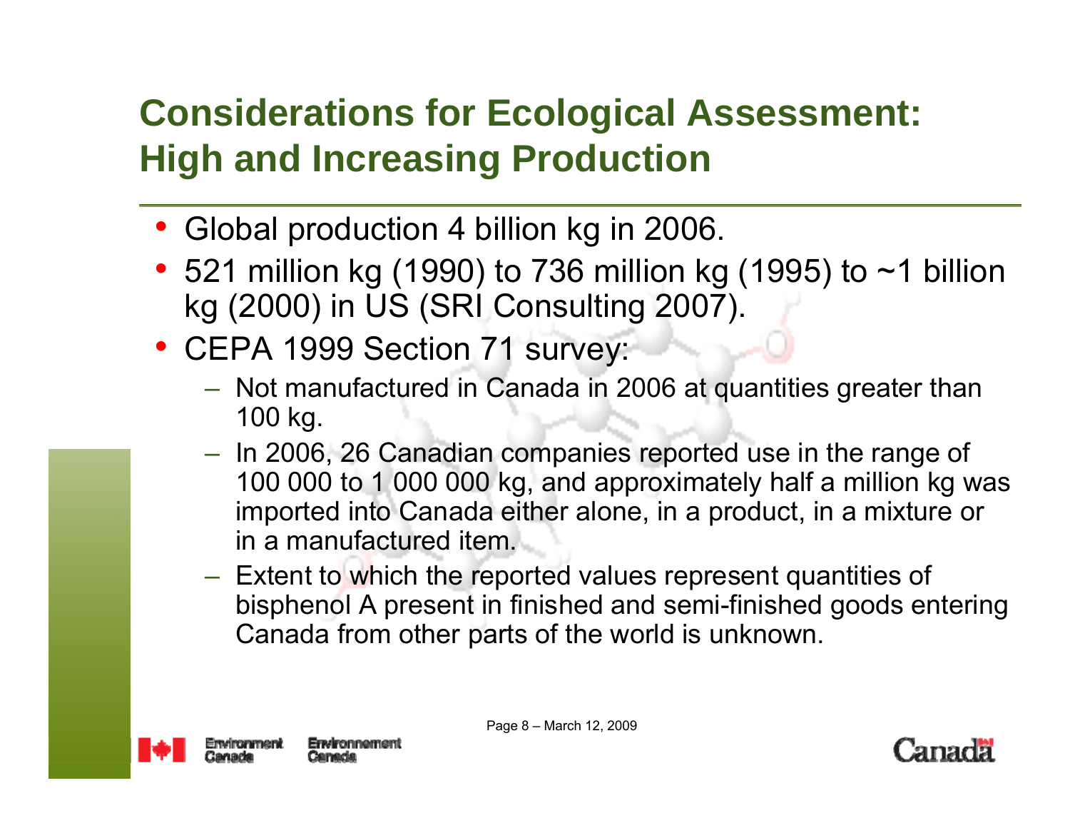# Considerations for Ecological Assessment: High and Increasing Production

- Global production 4 billion kg in 2006.
- 521 million kg (1990) to 736 million kg (1995) to ~1 billion kg (2000) in US (SRI Consulting 2007).
- CEPA 1999 Section 71 survey:
  - Not manufactured in Canada in 2006 at quantities greater than 100 kg.
  - In 2006, 26 Canadian companies reported use in the range of 100 000 to 1 000 000 kg, and approximately half a million kg was imported into Canada either alone, in a product, in a mixture or in a manufactured item.
  - Extent to which the reported values represent quantities of bisphenol A present in finished and semi-finished goods entering Canada from other parts of the world is unknown.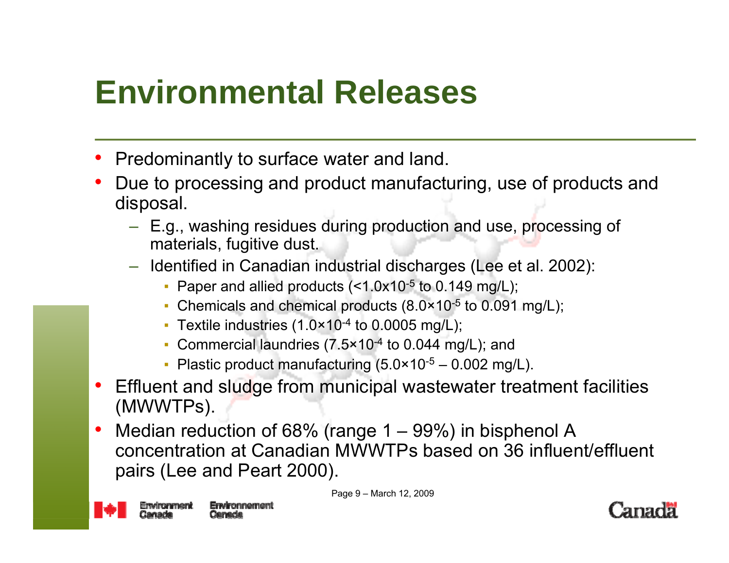# Environmental Releases

- Predominantly to surface water and land.
- Due to processing and product manufacturing, use of products and disposal.
  - E.g., washing residues during production and use, processing of materials, fugitive dust.
  - Identified in Canadian industrial discharges (Lee et al. 2002):
    - Paper and allied products (<$1.0 \times 10^{-5}$ to 0.149 mg/L);
    - Chemicals and chemical products ($8.0 \times 10^{-5}$ to 0.091 mg/L);
    - Textile industries ($1.0 \times 10^{-4}$ to 0.0005 mg/L);
    - Commercial laundries ($7.5 \times 10^{-4}$ to 0.044 mg/L); and
    - Plastic product manufacturing ($5.0 \times 10^{-5}$ – 0.002 mg/L).
- Effluent and sludge from municipal wastewater treatment facilities (MWWTPs).
- Median reduction of 68% (range 1 – 99%) in bisphenol A concentration at Canadian MWWTPs based on 36 influent/effluent pairs (Lee and Peart 2000).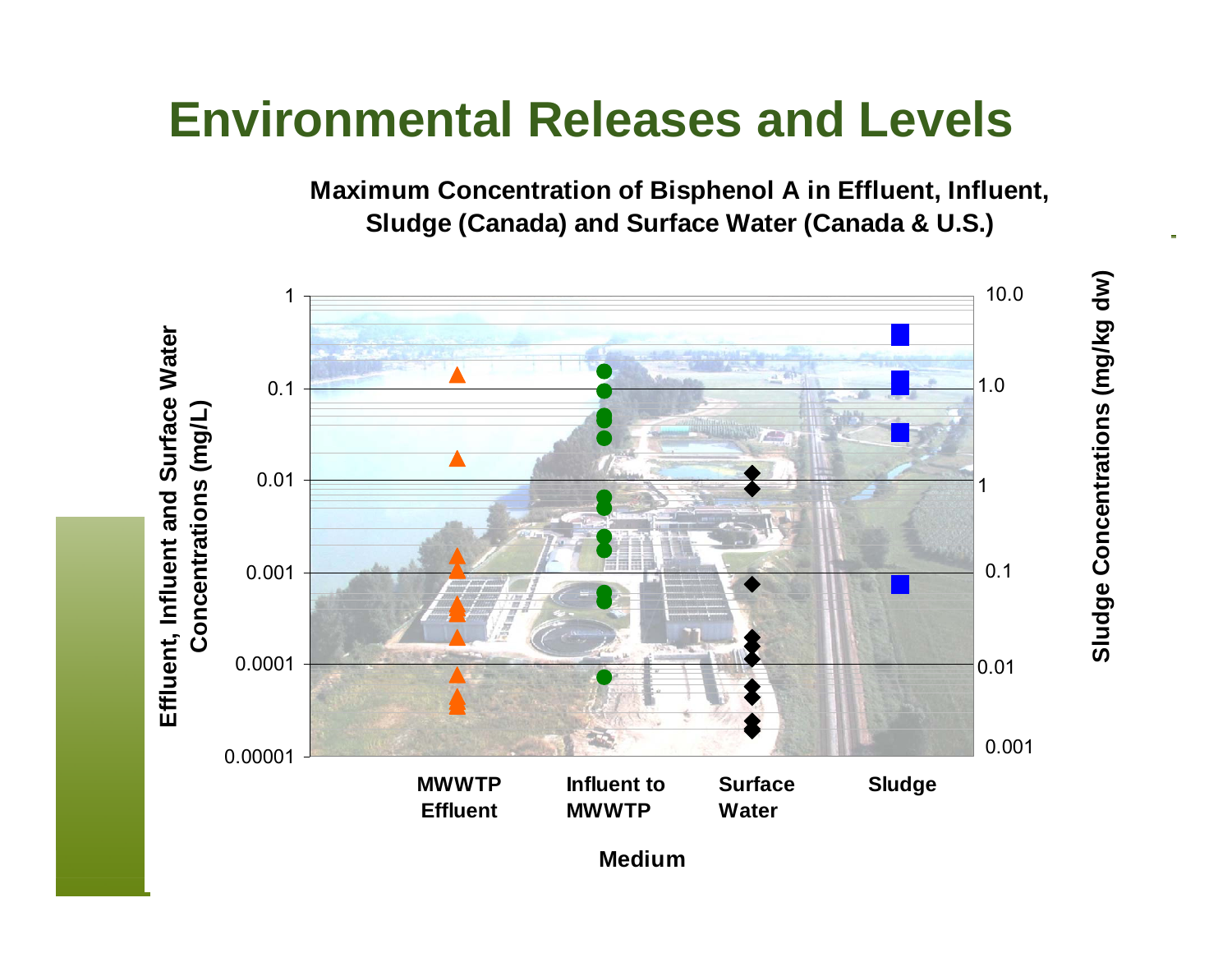# Environmental Releases and Levels

**Maximum Concentration of Bisphenol A in Effluent, Influent, Sludge (Canada) and Surface Water (Canada & U.S.)**

Effluent, Influent and Surface Water Concentrations (mg/L)

1
0.1
0.01
0.001
0.0001
0.00001

Sludge Concentrations (mg/kg dw)

10.0
1.0
1
0.1
0.01
0.001

MWWTP Effluent | Influent to MWWTP | Surface Water | Sludge

**Medium**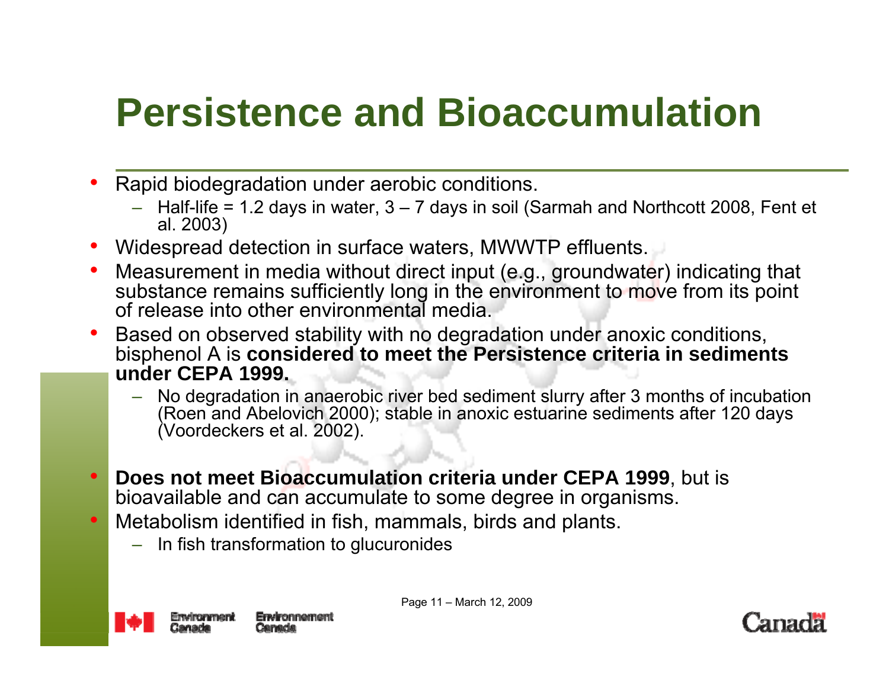# Persistence and Bioaccumulation

- Rapid biodegradation under aerobic conditions.
  - Half-life = 1.2 days in water, 3 – 7 days in soil (Sarmah and Northcott 2008, Fent et al. 2003)
- Widespread detection in surface waters, MWWTP effluents.
- Measurement in media without direct input (e.g., groundwater) indicating that substance remains sufficiently long in the environment to move from its point of release into other environmental media.
- Based on observed stability with no degradation under anoxic conditions, bisphenol A is **considered to meet the Persistence criteria in sediments under CEPA 1999.**
  - No degradation in anaerobic river bed sediment slurry after 3 months of incubation (Roen and Abelovich 2000); stable in anoxic estuarine sediments after 120 days (Voordeckers et al. 2002).
- **Does not meet Bioaccumulation criteria under CEPA 1999**, but is bioavailable and can accumulate to some degree in organisms.
- Metabolism identified in fish, mammals, birds and plants.
  - In fish transformation to glucuronides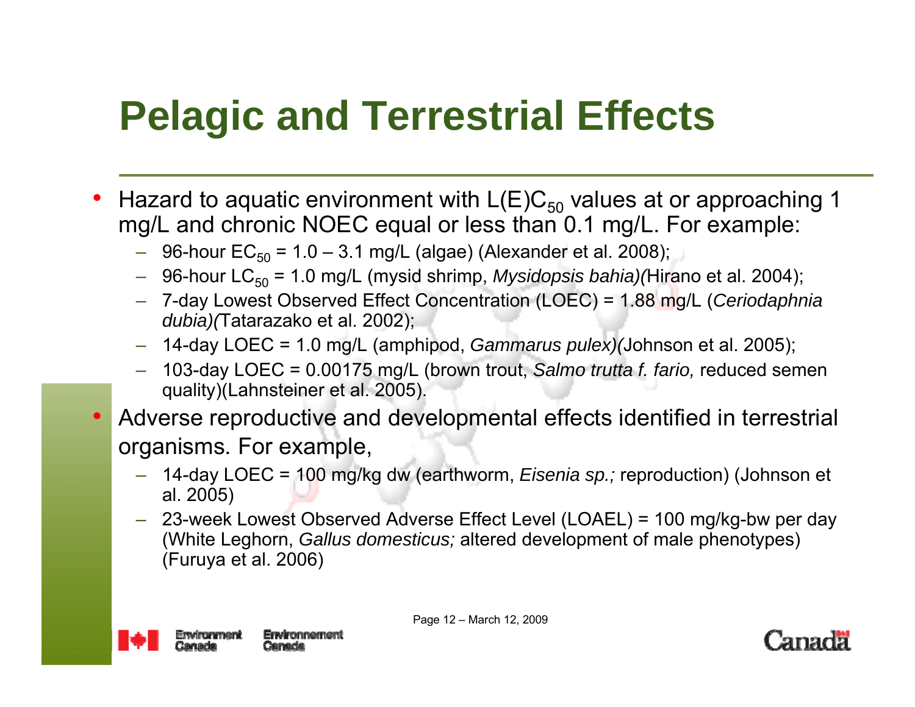# Pelagic and Terrestrial Effects

- Hazard to aquatic environment with $L(E)C_{50}$ values at or approaching 1 mg/L and chronic NOEC equal or less than 0.1 mg/L. For example:
  - 96-hour $EC_{50}$ = 1.0 – 3.1 mg/L (algae) (Alexander et al. 2008);
  - 96-hour $LC_{50}$ = 1.0 mg/L (mysid shrimp, *Mysidopsis bahia)(*Hirano et al. 2004);
  - 7-day Lowest Observed Effect Concentration (LOEC) = 1.88 mg/L (*Ceriodaphnia dubia)(*Tatarazako et al. 2002);
  - 14-day LOEC = 1.0 mg/L (amphipod, *Gammarus pulex)(*Johnson et al. 2005);
  - 103-day LOEC = 0.00175 mg/L (brown trout, *Salmo trutta f. fario,* reduced semen quality)(Lahnsteiner et al. 2005).
- Adverse reproductive and developmental effects identified in terrestrial organisms. For example,
  - 14-day LOEC = 100 mg/kg dw (earthworm, *Eisenia sp.;* reproduction) (Johnson et al. 2005)
  - 23-week Lowest Observed Adverse Effect Level (LOAEL) = 100 mg/kg-bw per day (White Leghorn, *Gallus domesticus;* altered development of male phenotypes) (Furuya et al. 2006)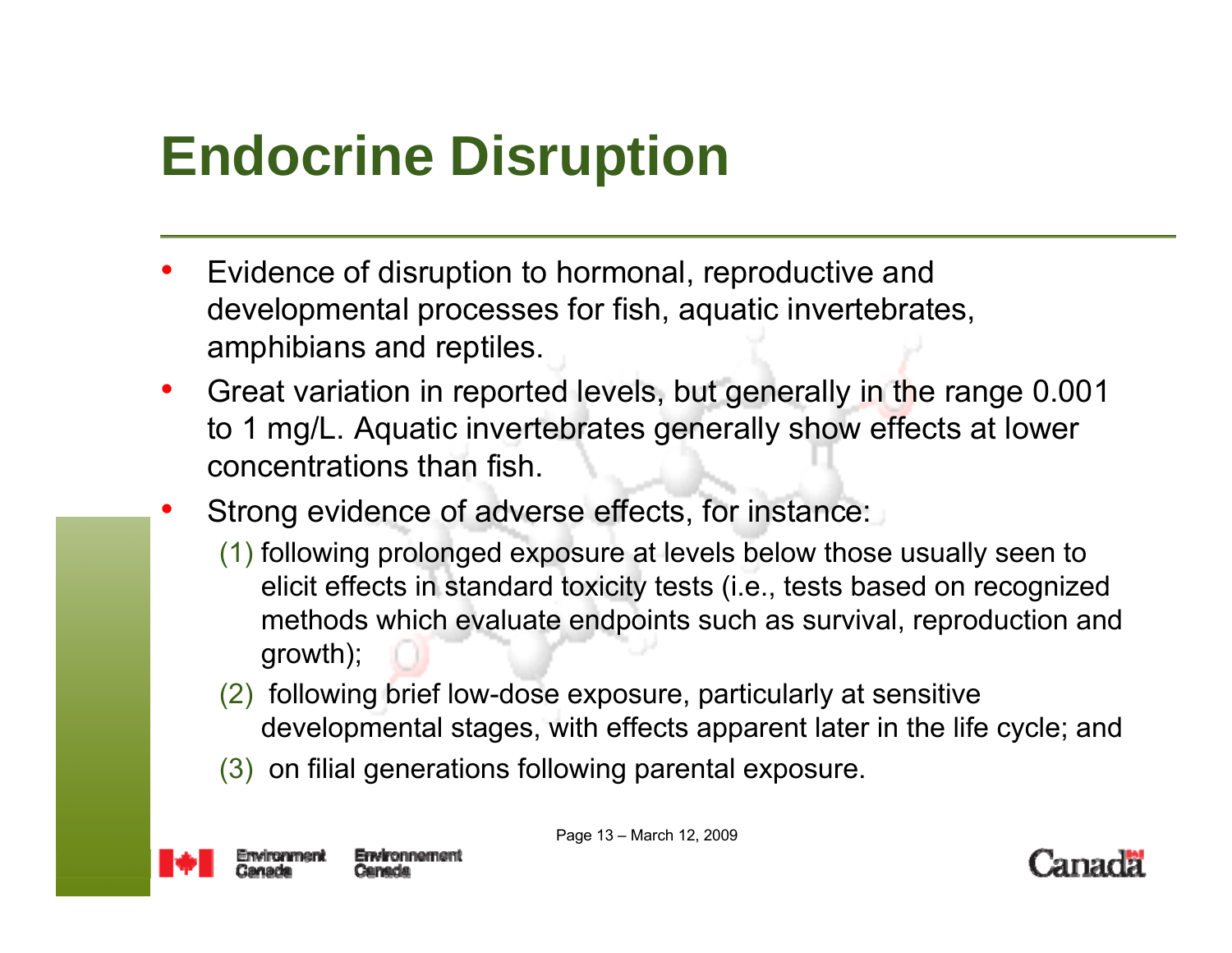# Endocrine Disruption

- Evidence of disruption to hormonal, reproductive and developmental processes for fish, aquatic invertebrates, amphibians and reptiles.
- Great variation in reported levels, but generally in the range 0.001 to 1 mg/L. Aquatic invertebrates generally show effects at lower concentrations than fish.
- Strong evidence of adverse effects, for instance:
  - (1) following prolonged exposure at levels below those usually seen to elicit effects in standard toxicity tests (i.e., tests based on recognized methods which evaluate endpoints such as survival, reproduction and growth);
  - (2) following brief low-dose exposure, particularly at sensitive developmental stages, with effects apparent later in the life cycle; and
  - (3) on filial generations following parental exposure.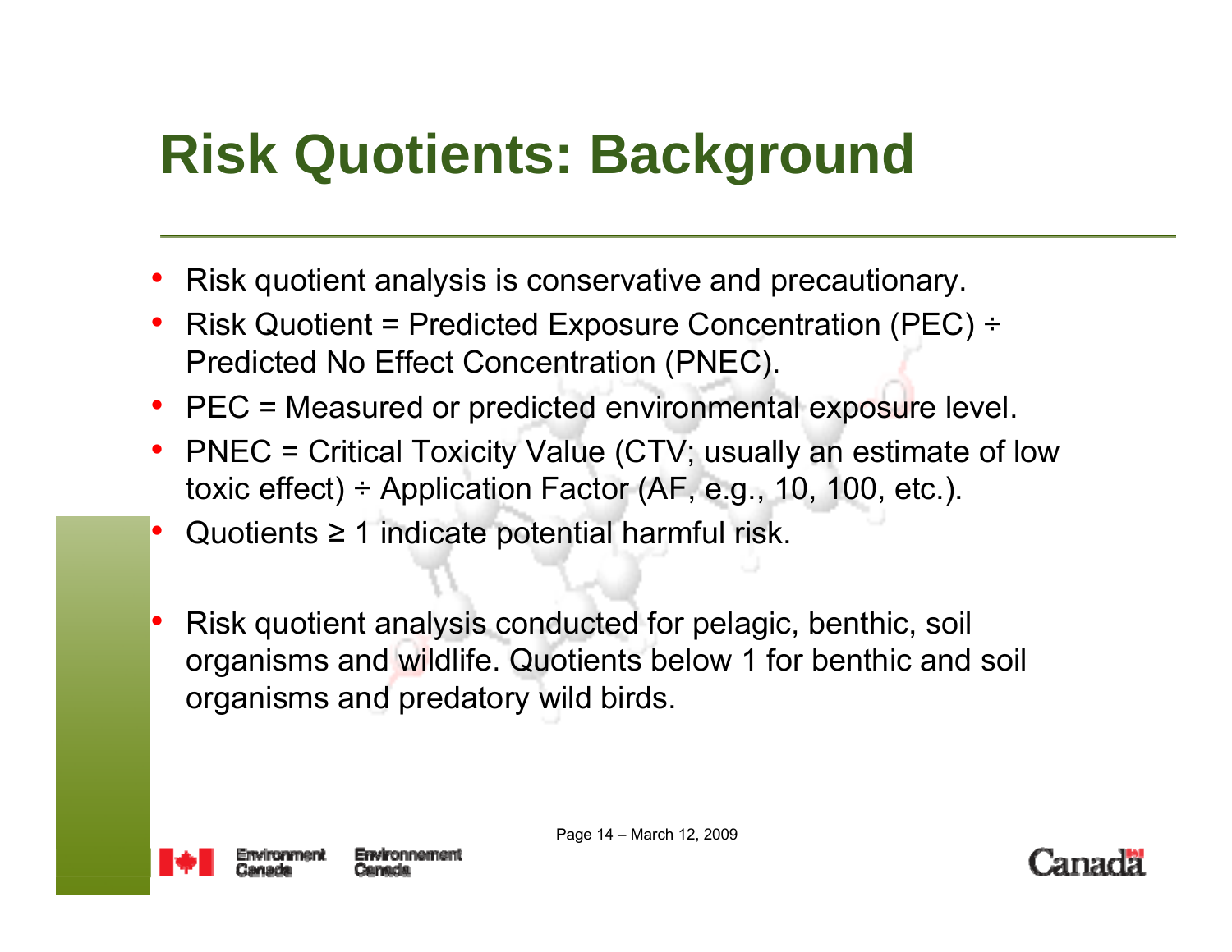# Risk Quotients: Background

- Risk quotient analysis is conservative and precautionary.
- Risk Quotient = Predicted Exposure Concentration (PEC) ÷ Predicted No Effect Concentration (PNEC).
- PEC = Measured or predicted environmental exposure level.
- PNEC = Critical Toxicity Value (CTV; usually an estimate of low toxic effect) ÷ Application Factor (AF, e.g., 10, 100, etc.).
- Quotients ≥ 1 indicate potential harmful risk.
- Risk quotient analysis conducted for pelagic, benthic, soil organisms and wildlife. Quotients below 1 for benthic and soil organisms and predatory wild birds.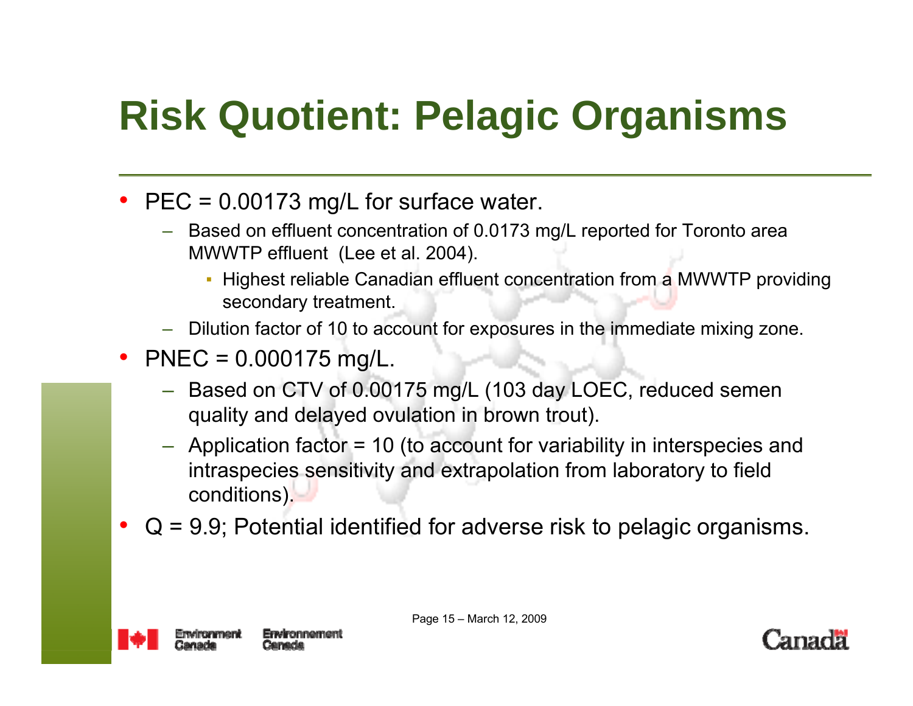# Risk Quotient: Pelagic Organisms

- PEC = 0.00173 mg/L for surface water.
  - Based on effluent concentration of 0.0173 mg/L reported for Toronto area MWWTP effluent (Lee et al. 2004).
    - Highest reliable Canadian effluent concentration from a MWWTP providing secondary treatment.
  - Dilution factor of 10 to account for exposures in the immediate mixing zone.
- PNEC = 0.000175 mg/L.
  - Based on CTV of 0.00175 mg/L (103 day LOEC, reduced semen quality and delayed ovulation in brown trout).
  - Application factor = 10 (to account for variability in interspecies and intraspecies sensitivity and extrapolation from laboratory to field conditions).
- Q = 9.9; Potential identified for adverse risk to pelagic organisms.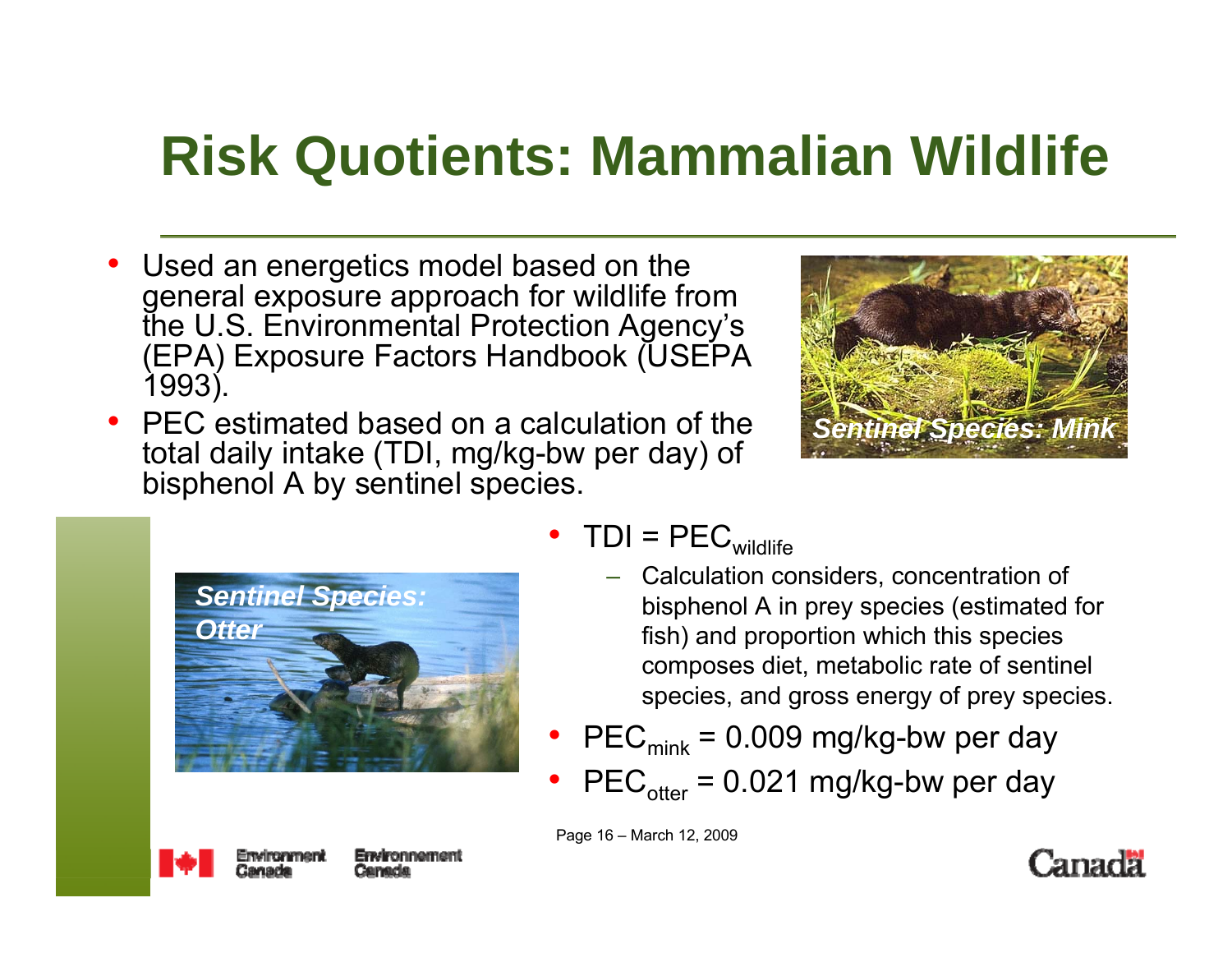# Risk Quotients: Mammalian Wildlife

- Used an energetics model based on the general exposure approach for wildlife from the U.S. Environmental Protection Agency's (EPA) Exposure Factors Handbook (USEPA 1993).
- PEC estimated based on a calculation of the total daily intake (TDI, mg/kg-bw per day) of bisphenol A by sentinel species.

*Sentinel Species: Mink*

*Sentinel Species: Otter*

- TDI = $PEC_{wildlife}$
  - Calculation considers, concentration of bisphenol A in prey species (estimated for fish) and proportion which this species composes diet, metabolic rate of sentinel species, and gross energy of prey species.
- $PEC_{mink}$ = 0.009 mg/kg-bw per day
- $PEC_{otter}$ = 0.021 mg/kg-bw per day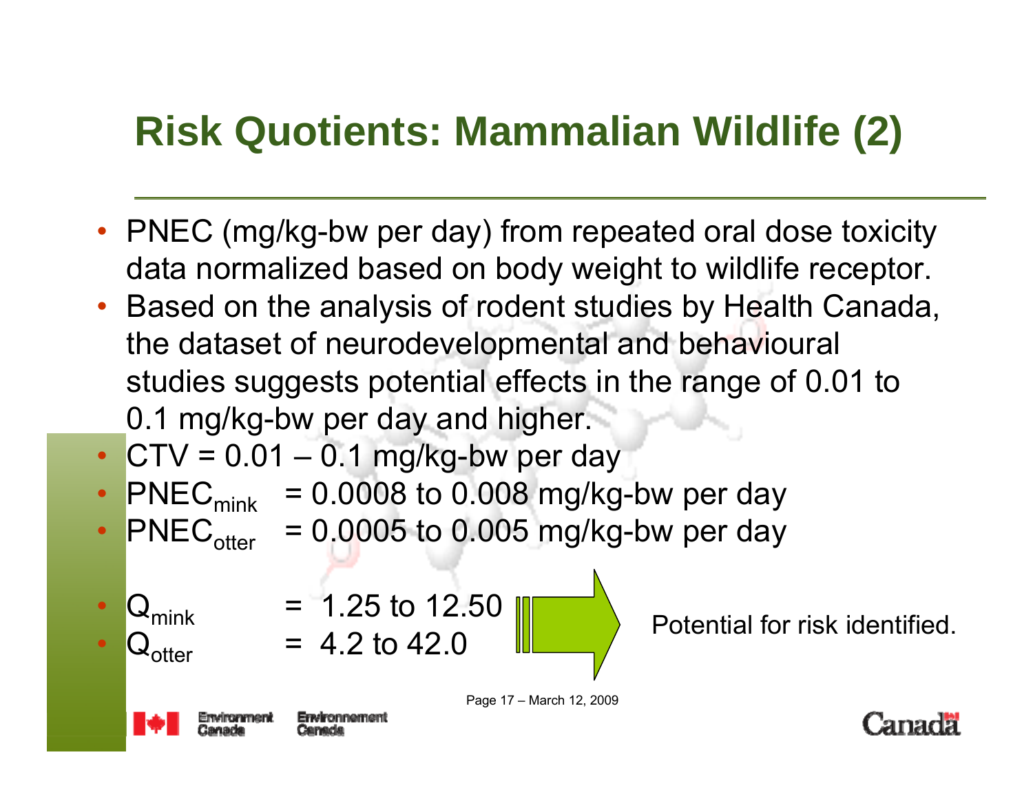# Risk Quotients: Mammalian Wildlife (2)

- PNEC (mg/kg-bw per day) from repeated oral dose toxicity data normalized based on body weight to wildlife receptor.
- Based on the analysis of rodent studies by Health Canada, the dataset of neurodevelopmental and behavioural studies suggests potential effects in the range of 0.01 to 0.1 mg/kg-bw per day and higher.
- CTV = 0.01 – 0.1 mg/kg-bw per day
- $PNEC_{mink}$ = 0.0008 to 0.008 mg/kg-bw per day
- $PNEC_{otter}$ = 0.0005 to 0.005 mg/kg-bw per day

- $Q_{mink}$ = 1.25 to 12.50
- $Q_{otter}$ = 4.2 to 42.0

→ Potential for risk identified.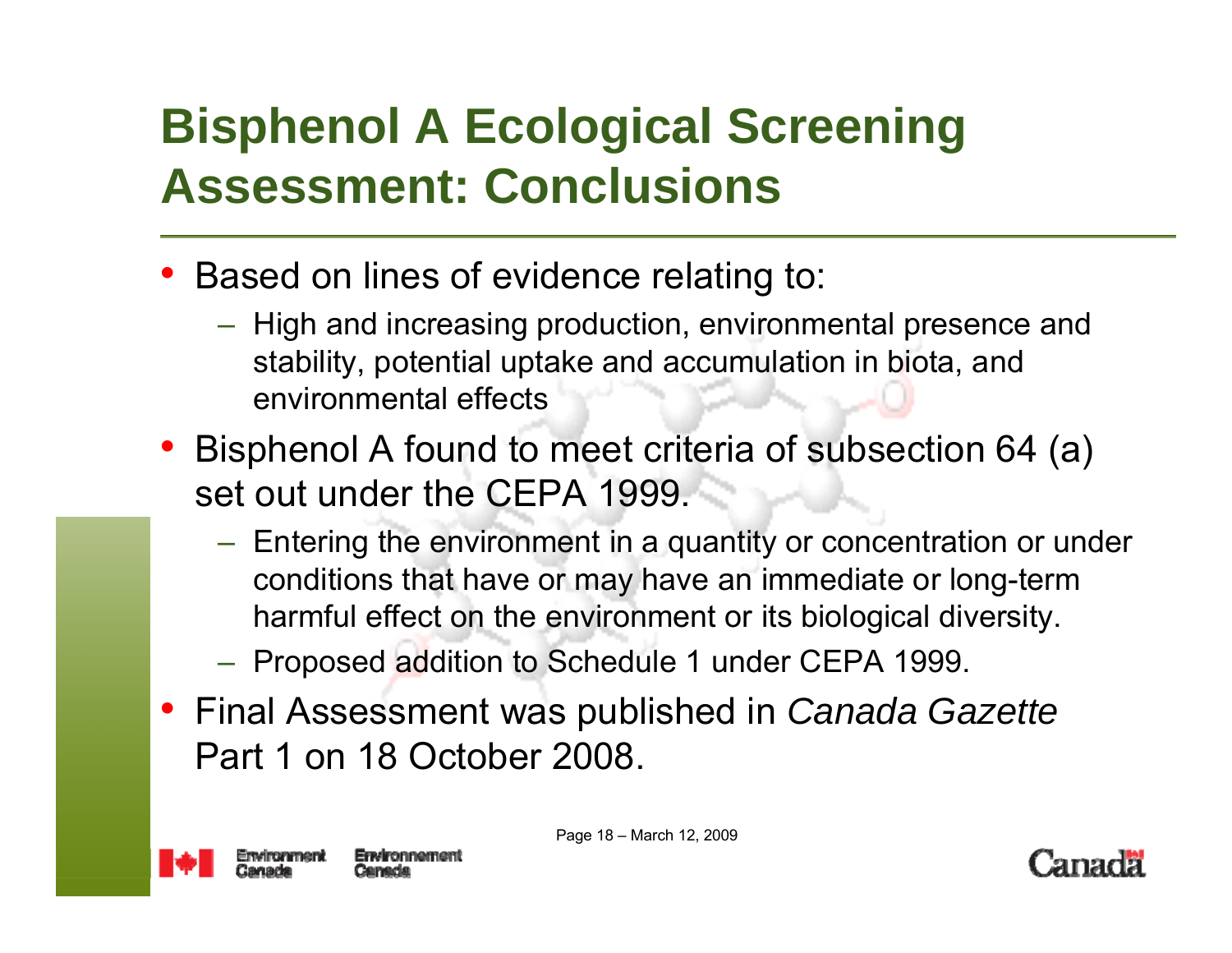# Bisphenol A Ecological Screening Assessment: Conclusions

- Based on lines of evidence relating to:
  - High and increasing production, environmental presence and stability, potential uptake and accumulation in biota, and environmental effects
- Bisphenol A found to meet criteria of subsection 64 (a) set out under the CEPA 1999.
  - Entering the environment in a quantity or concentration or under conditions that have or may have an immediate or long-term harmful effect on the environment or its biological diversity.
  - Proposed addition to Schedule 1 under CEPA 1999.
- Final Assessment was published in *Canada Gazette* Part 1 on 18 October 2008.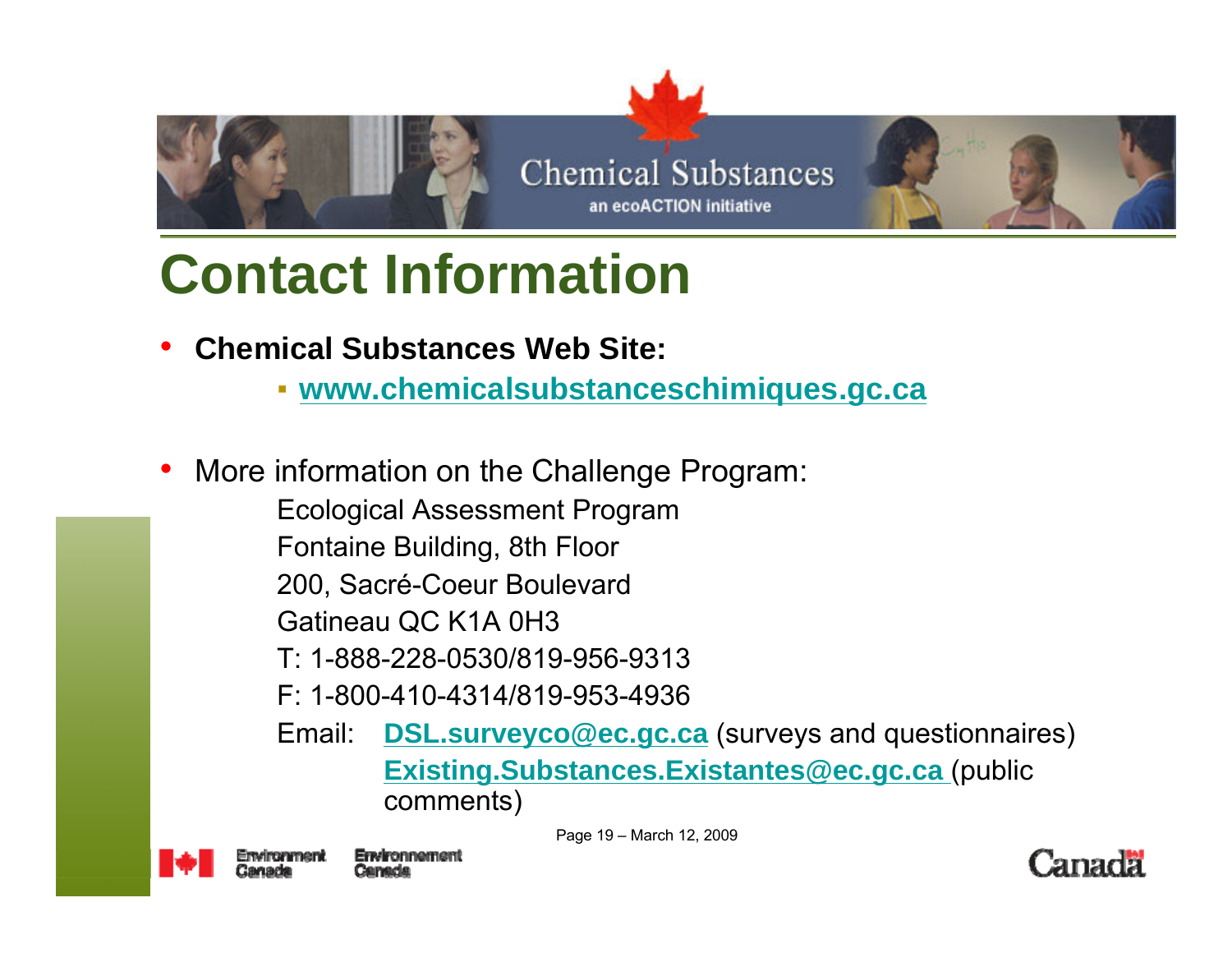# Contact Information

- **Chemical Substances Web Site:**
  - **www.chemicalsubstanceschimiques.gc.ca**

- More information on the Challenge Program:

  Ecological Assessment Program
  Fontaine Building, 8th Floor
  200, Sacré-Coeur Boulevard
  Gatineau QC K1A 0H3
  T: 1-888-228-0530/819-956-9313
  F: 1-800-410-4314/819-953-4936
  Email: **DSL.surveyco@ec.gc.ca** (surveys and questionnaires)
  **Existing.Substances.Existantes@ec.gc.ca** (public comments)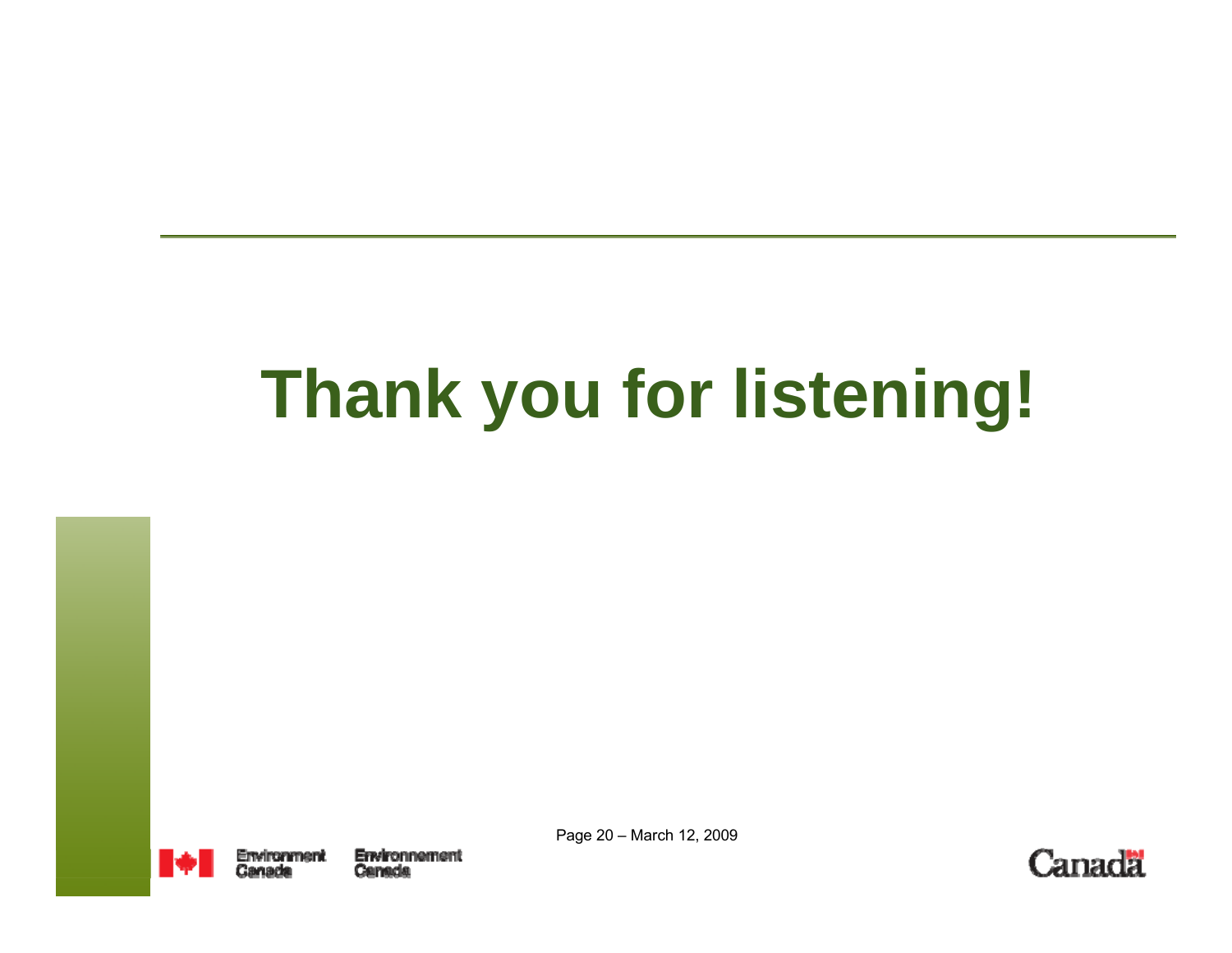# Thank you for listening!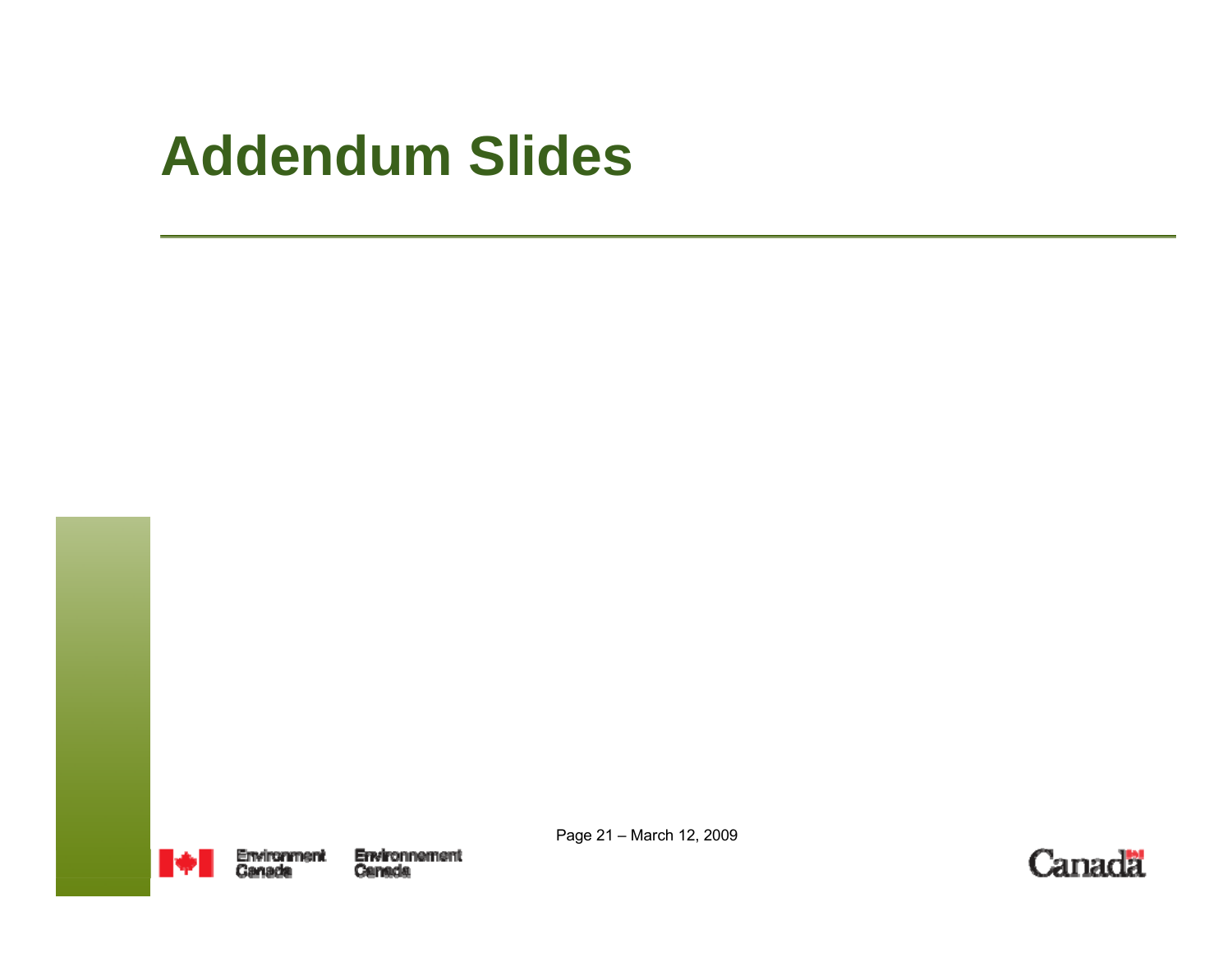# Addendum Slides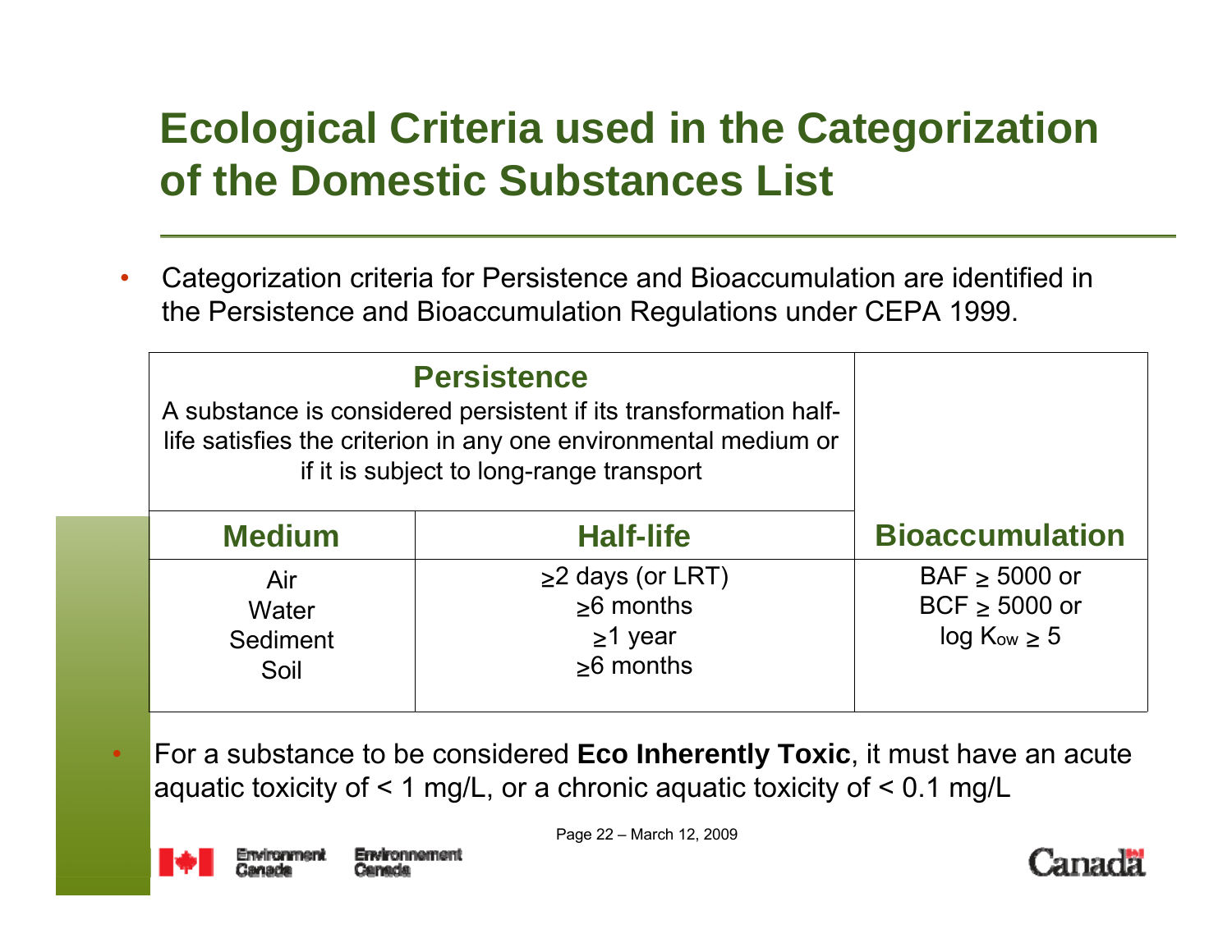# Ecological Criteria used in the Categorization of the Domestic Substances List

- Categorization criteria for Persistence and Bioaccumulation are identified in the Persistence and Bioaccumulation Regulations under CEPA 1999.

| **Persistence**<br>A substance is considered persistent if its transformation half-life satisfies the criterion in any one environmental medium or if it is subject to long-range transport | | |
|---|---|---|
| **Medium** | **Half-life** | **Bioaccumulation** |
| Air<br>Water<br>Sediment<br>Soil | ≥2 days (or LRT)<br>≥6 months<br>≥1 year<br>≥6 months | BAF ≥ 5000 or<br>BCF ≥ 5000 or<br>log $K_{ow}$ ≥ 5 |

- For a substance to be considered **Eco Inherently Toxic**, it must have an acute aquatic toxicity of < 1 mg/L, or a chronic aquatic toxicity of < 0.1 mg/L

Page 22 – March 12, 2009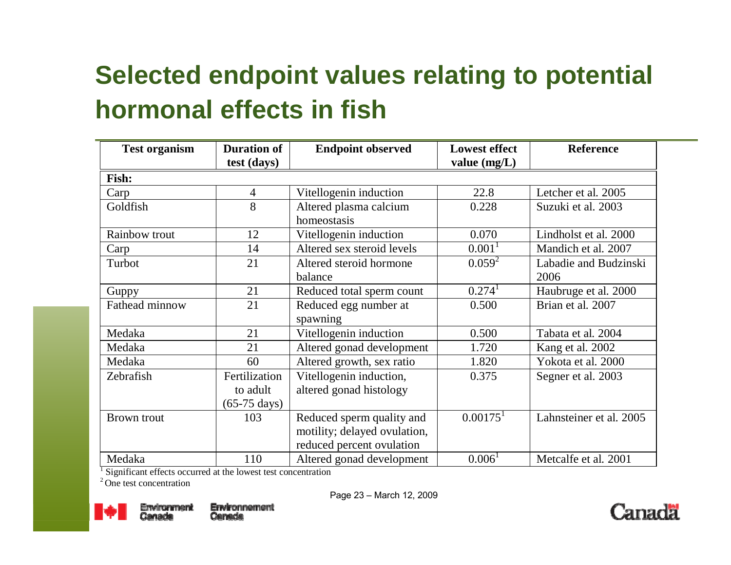# Selected endpoint values relating to potential hormonal effects in fish

| Test organism | Duration of test (days) | Endpoint observed | Lowest effect value (mg/L) | Reference |
|---|---|---|---|---|
| **Fish:** | | | | |
| Carp | 4 | Vitellogenin induction | 22.8 | Letcher et al. 2005 |
| Goldfish | 8 | Altered plasma calcium homeostasis | 0.228 | Suzuki et al. 2003 |
| Rainbow trout | 12 | Vitellogenin induction | 0.070 | Lindholst et al. 2000 |
| Carp | 14 | Altered sex steroid levels | 0.001[1] | Mandich et al. 2007 |
| Turbot | 21 | Altered steroid hormone balance | 0.059[2] | Labadie and Budzinski 2006 |
| Guppy | 21 | Reduced total sperm count | 0.274[1] | Haubruge et al. 2000 |
| Fathead minnow | 21 | Reduced egg number at spawning | 0.500 | Brian et al. 2007 |
| Medaka | 21 | Vitellogenin induction | 0.500 | Tabata et al. 2004 |
| Medaka | 21 | Altered gonad development | 1.720 | Kang et al. 2002 |
| Medaka | 60 | Altered growth, sex ratio | 1.820 | Yokota et al. 2000 |
| Zebrafish | Fertilization to adult (65-75 days) | Vitellogenin induction, altered gonad histology | 0.375 | Segner et al. 2003 |
| Brown trout | 103 | Reduced sperm quality and motility; delayed ovulation, reduced percent ovulation | 0.00175[1] | Lahnsteiner et al. 2005 |
| Medaka | 110 | Altered gonad development | 0.006[1] | Metcalfe et al. 2001 |

[1] Significant effects occurred at the lowest test concentration

[2] One test concentration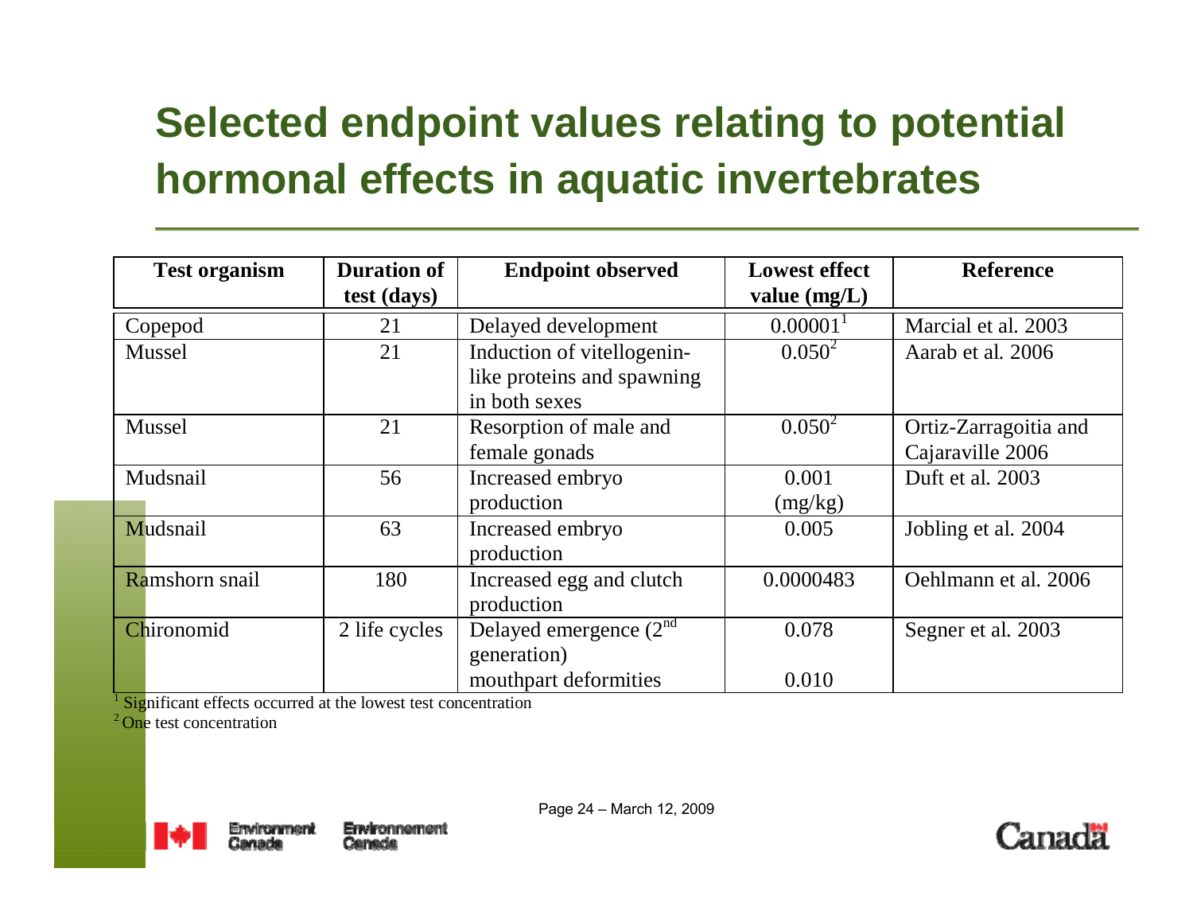# Selected endpoint values relating to potential hormonal effects in aquatic invertebrates

| Test organism | Duration of test (days) | Endpoint observed | Lowest effect value (mg/L) | Reference |
|---|---|---|---|---|
| Copepod | 21 | Delayed development | 0.00001[1] | Marcial et al. 2003 |
| Mussel | 21 | Induction of vitellogenin-like proteins and spawning in both sexes | 0.050[2] | Aarab et al. 2006 |
| Mussel | 21 | Resorption of male and female gonads | 0.050[2] | Ortiz-Zarragoitia and Cajaraville 2006 |
| Mudsnail | 56 | Increased embryo production | 0.001 (mg/kg) | Duft et al. 2003 |
| Mudsnail | 63 | Increased embryo production | 0.005 | Jobling et al. 2004 |
| Ramshorn snail | 180 | Increased egg and clutch production | 0.0000483 | Oehlmann et al. 2006 |
| Chironomid | 2 life cycles | Delayed emergence (2nd generation)<br>mouthpart deformities | 0.078<br><br>0.010 | Segner et al. 2003 |

[1] Significant effects occurred at the lowest test concentration

[2] One test concentration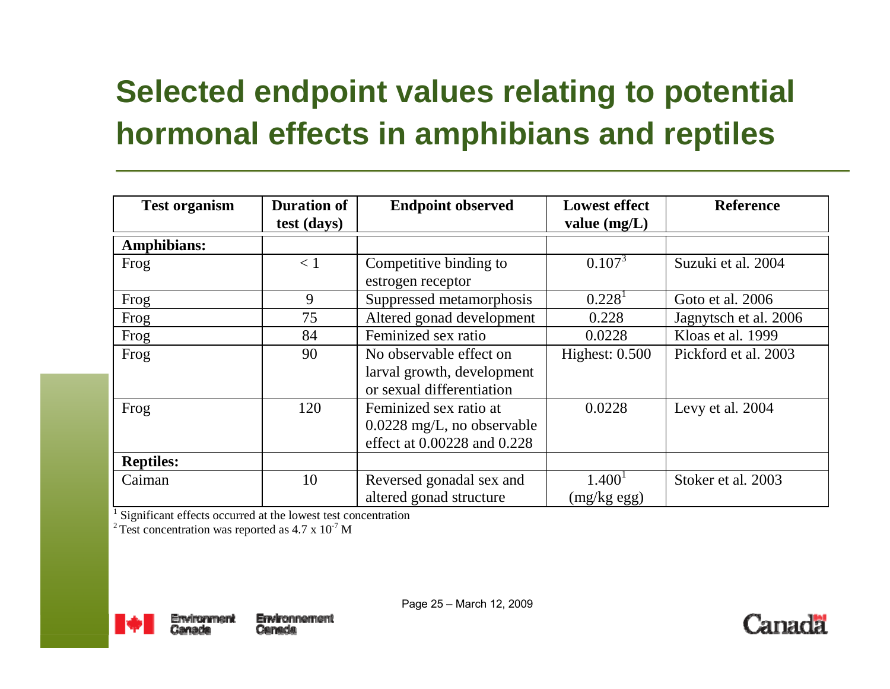# Selected endpoint values relating to potential hormonal effects in amphibians and reptiles

| Test organism | Duration of test (days) | Endpoint observed | Lowest effect value (mg/L) | Reference |
|---|---|---|---|---|
| **Amphibians:** | | | | |
| Frog | < 1 | Competitive binding to estrogen receptor | 0.107[3] | Suzuki et al. 2004 |
| Frog | 9 | Suppressed metamorphosis | 0.228[1] | Goto et al. 2006 |
| Frog | 75 | Altered gonad development | 0.228 | Jagnytsch et al. 2006 |
| Frog | 84 | Feminized sex ratio | 0.0228 | Kloas et al. 1999 |
| Frog | 90 | No observable effect on larval growth, development or sexual differentiation | Highest: 0.500 | Pickford et al. 2003 |
| Frog | 120 | Feminized sex ratio at 0.0228 mg/L, no observable effect at 0.00228 and 0.228 | 0.0228 | Levy et al. 2004 |
| **Reptiles:** | | | | |
| Caiman | 10 | Reversed gonadal sex and altered gonad structure | 1.400[1] (mg/kg egg) | Stoker et al. 2003 |

[1] Significant effects occurred at the lowest test concentration

[2] Test concentration was reported as $4.7 \times 10^{-7}$ M

Page 25 – March 12, 2009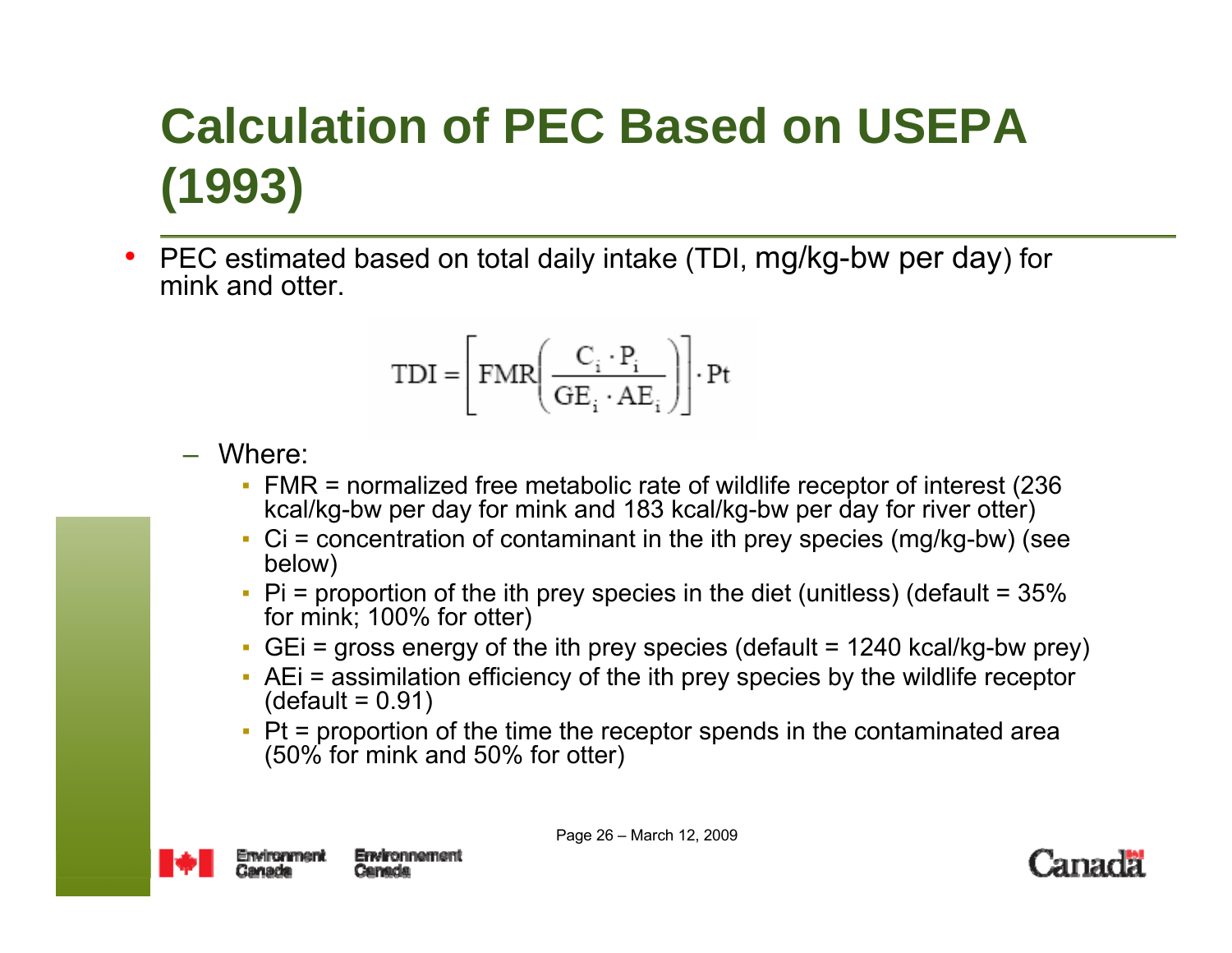# Calculation of PEC Based on USEPA (1993)

- PEC estimated based on total daily intake (TDI, mg/kg-bw per day) for mink and otter.

$$TDI = \left[ FMR \left( \frac{C_i \cdot P_i}{GE_i \cdot AE_i} \right) \right] \cdot Pt$$

  - Where:
    - FMR = normalized free metabolic rate of wildlife receptor of interest (236 kcal/kg-bw per day for mink and 183 kcal/kg-bw per day for river otter)
    - Ci = concentration of contaminant in the ith prey species (mg/kg-bw) (see below)
    - Pi = proportion of the ith prey species in the diet (unitless) (default = 35% for mink; 100% for otter)
    - GEi = gross energy of the ith prey species (default = 1240 kcal/kg-bw prey)
    - AEi = assimilation efficiency of the ith prey species by the wildlife receptor (default = 0.91)
    - Pt = proportion of the time the receptor spends in the contaminated area (50% for mink and 50% for otter)

Page 26 – March 12, 2009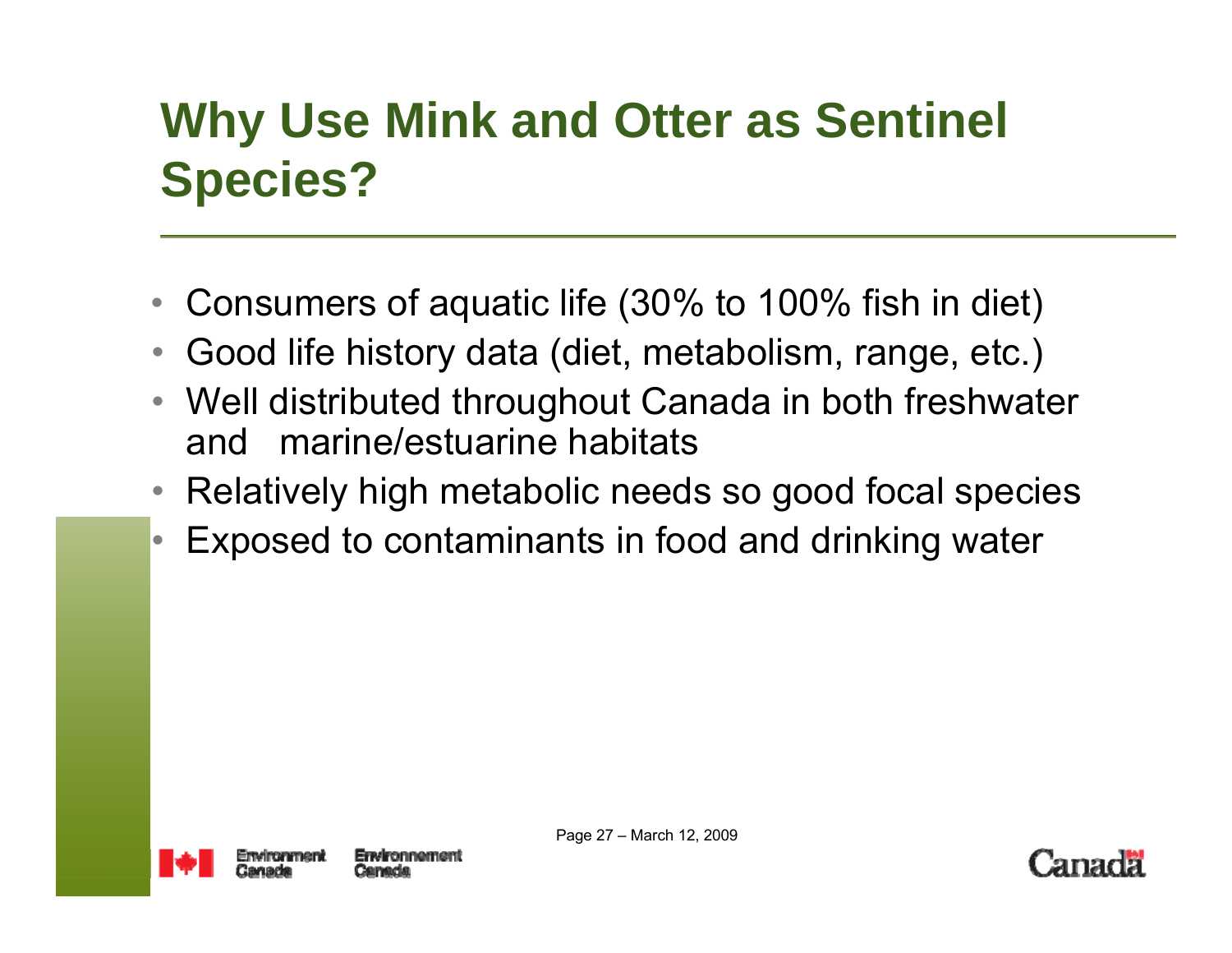# Why Use Mink and Otter as Sentinel Species?

- Consumers of aquatic life (30% to 100% fish in diet)
- Good life history data (diet, metabolism, range, etc.)
- Well distributed throughout Canada in both freshwater and marine/estuarine habitats
- Relatively high metabolic needs so good focal species
- Exposed to contaminants in food and drinking water